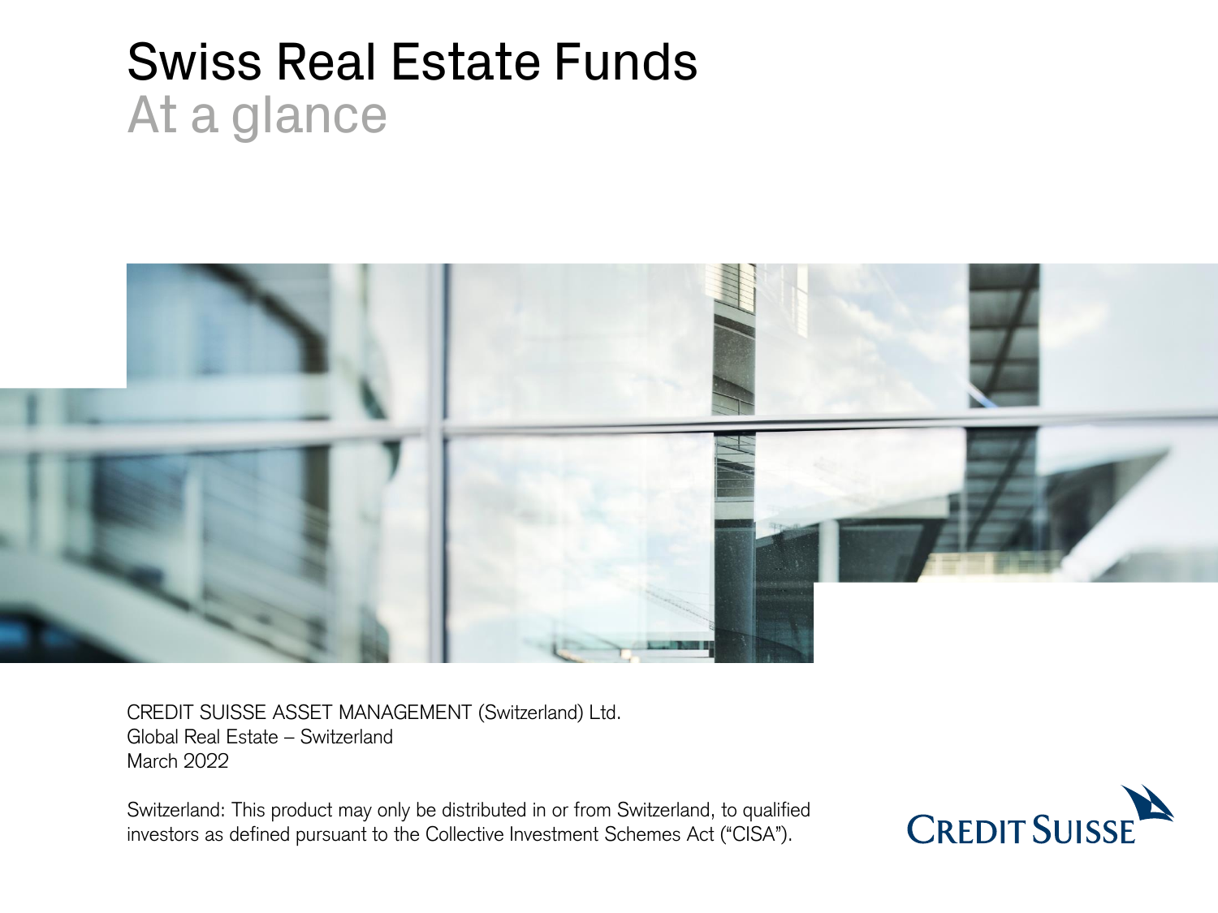# Swiss Real Estate Funds

## At a glance

CREDIT SUISSE ASSET MANAGEMENT (Switzerland) Ltd.
Global Real Estate – Switzerland
March 2022

Switzerland: This product may only be distributed in or from Switzerland, to qualified investors as defined pursuant to the Collective Investment Schemes Act ("CISA").

CREDIT SUISSE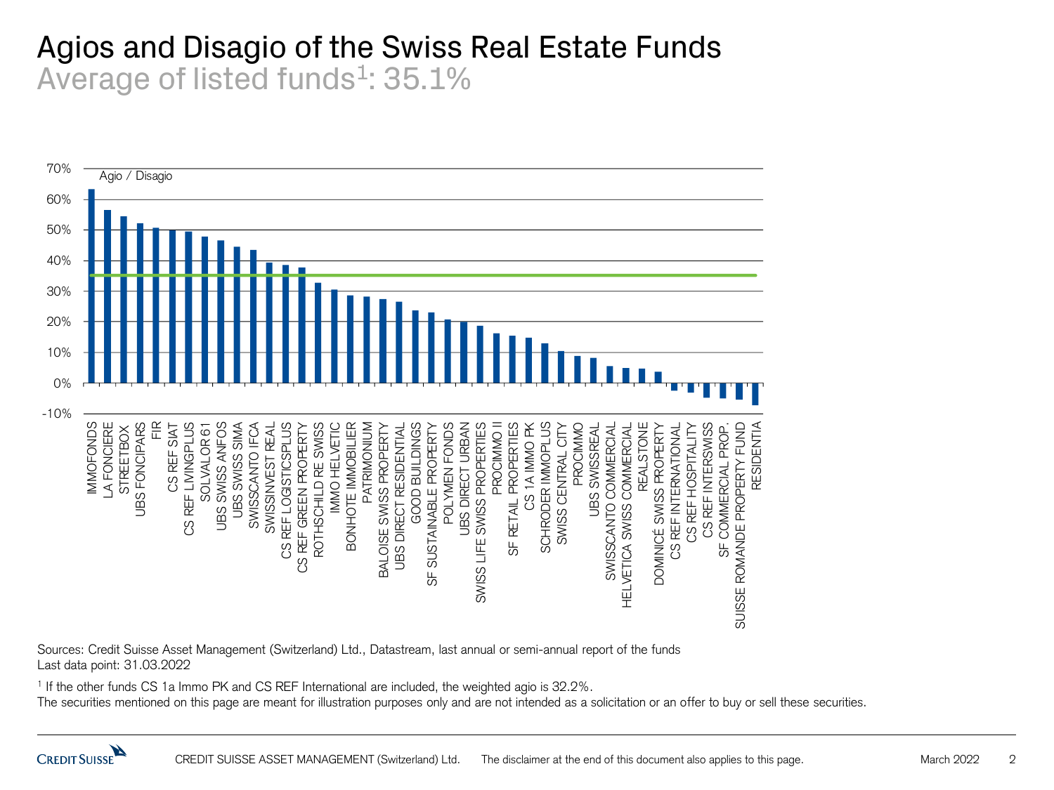# Agios and Disagio of the Swiss Real Estate Funds

## Average of listed funds[1]: 35.1%

Agio / Disagio

Funds shown (in order): IMMOFONDS, LA FONCIERE, STREETBOX, UBS FONCIPARS, FIR, CS REF SIAT, CS REF LIVINGPLUS, SOLVALOR 61, UBS SWISS ANFOS, UBS SWISS SIMA, SWISSCANTO IFCA, SWISSINVEST REAL, CS REF LOGISTICSPLUS, CS REF GREEN PROPERTY, ROTHSCHILD RE SWISS, IMMO HELVETIC, BONHOTE IMMOBILIER, PATRIMONIUM, BALOISE SWISS PROPERTY, UBS DIRECT RESIDENTIAL, GOOD BUILDINGS, SF SUSTAINABLE PROPERTY, POLYMEN FONDS, UBS DIRECT URBAN, SWISS LIFE SWISS PROPERTIES, PROCIMMO II, SF RETAIL PROPERTIES, CS 1A IMMO PK, SCHRODER IMMOPLUS, SWISS CENTRAL CITY, PROCIMMO, UBS SWISSREAL, SWISSCANTO COMMERCIAL, HELVETICA SWISS COMMERCIAL, REALSTONE, DOMINICÉ SWISS PROPERTY, CS REF INTERNATIONAL, CS REF HOSPITALITY, CS REF INTERSWISS, SF COMMERCIAL PROP., SUISSE ROMANDE PROPERTY FUND, RESIDENTIA

Sources: Credit Suisse Asset Management (Switzerland) Ltd., Datastream, last annual or semi-annual report of the funds
Last data point: 31.03.2022

[1] If the other funds CS 1a Immo PK and CS REF International are included, the weighted agio is 32.2%.
The securities mentioned on this page are meant for illustration purposes only and are not intended as a solicitation or an offer to buy or sell these securities.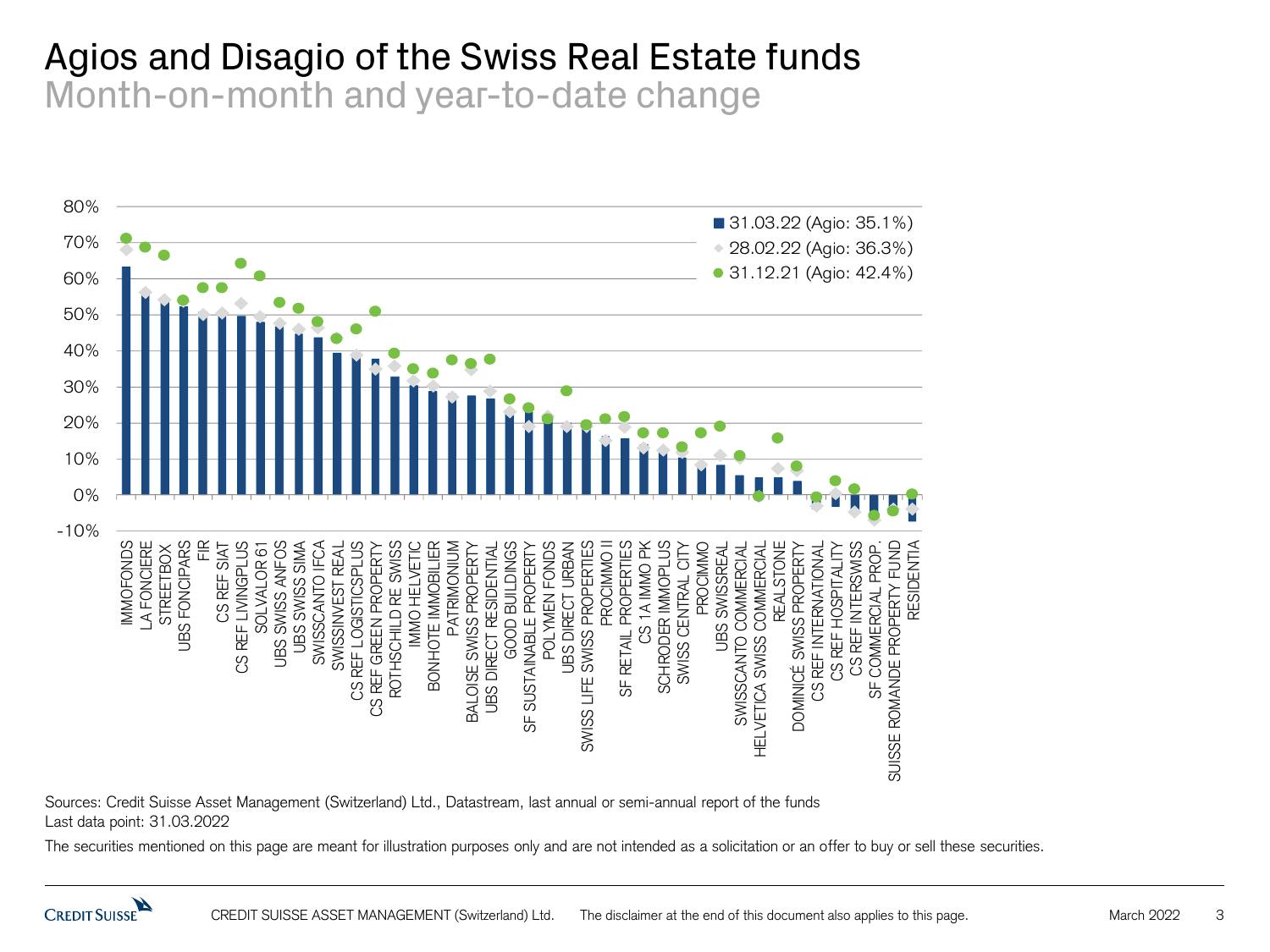# Agios and Disagio of the Swiss Real Estate funds

## Month-on-month and year-to-date change

Legend:
- 31.03.22 (Agio: 35.1%)
- 28.02.22 (Agio: 36.3%)
- 31.12.21 (Agio: 42.4%)

Y-axis: 80%, 70%, 60%, 50%, 40%, 30%, 20%, 10%, 0%, -10%

Funds: IMMOFONDS, LA FONCIERE, STREETBOX, UBS FONCIPARS, FIR, CS REF SIAT, CS REF LIVINGPLUS, SOLVALOR 61, UBS SWISS ANFOS, UBS SWISS SIMA, SWISSCANTO IFCA, SWISSINVEST REAL, CS REF LOGISTICSPLUS, CS REF GREEN PROPERTY, ROTHSCHILD RE SWISS, IMMO HELVETIC, BONHOTE IMMOBILIER, PATRIMONIUM, BALOISE SWISS PROPERTY, UBS DIRECT RESIDENTIAL, GOOD BUILDINGS, SF SUSTAINABLE PROPERTY, POLYMEN FONDS, UBS DIRECT URBAN, SWISS LIFE SWISS PROPERTIES, PROCIMMO II, SF RETAIL PROPERTIES, CS 1A IMMO PK, SCHRODER IMMOPLUS, SWISS CENTRAL CITY, PROCIMMO, UBS SWISSREAL, SWISSCANTO COMMERCIAL, HELVETICA SWISS COMMERCIAL, REALSTONE, DOMINICÉ SWISS PROPERTY, CS REF INTERNATIONAL, CS REF HOSPITALITY, CS REF INTERSWISS, SF COMMERCIAL PROP., SUISSE ROMANDE PROPERTY FUND, RESIDENTIA

Sources: Credit Suisse Asset Management (Switzerland) Ltd., Datastream, last annual or semi-annual report of the funds
Last data point: 31.03.2022

The securities mentioned on this page are meant for illustration purposes only and are not intended as a solicitation or an offer to buy or sell these securities.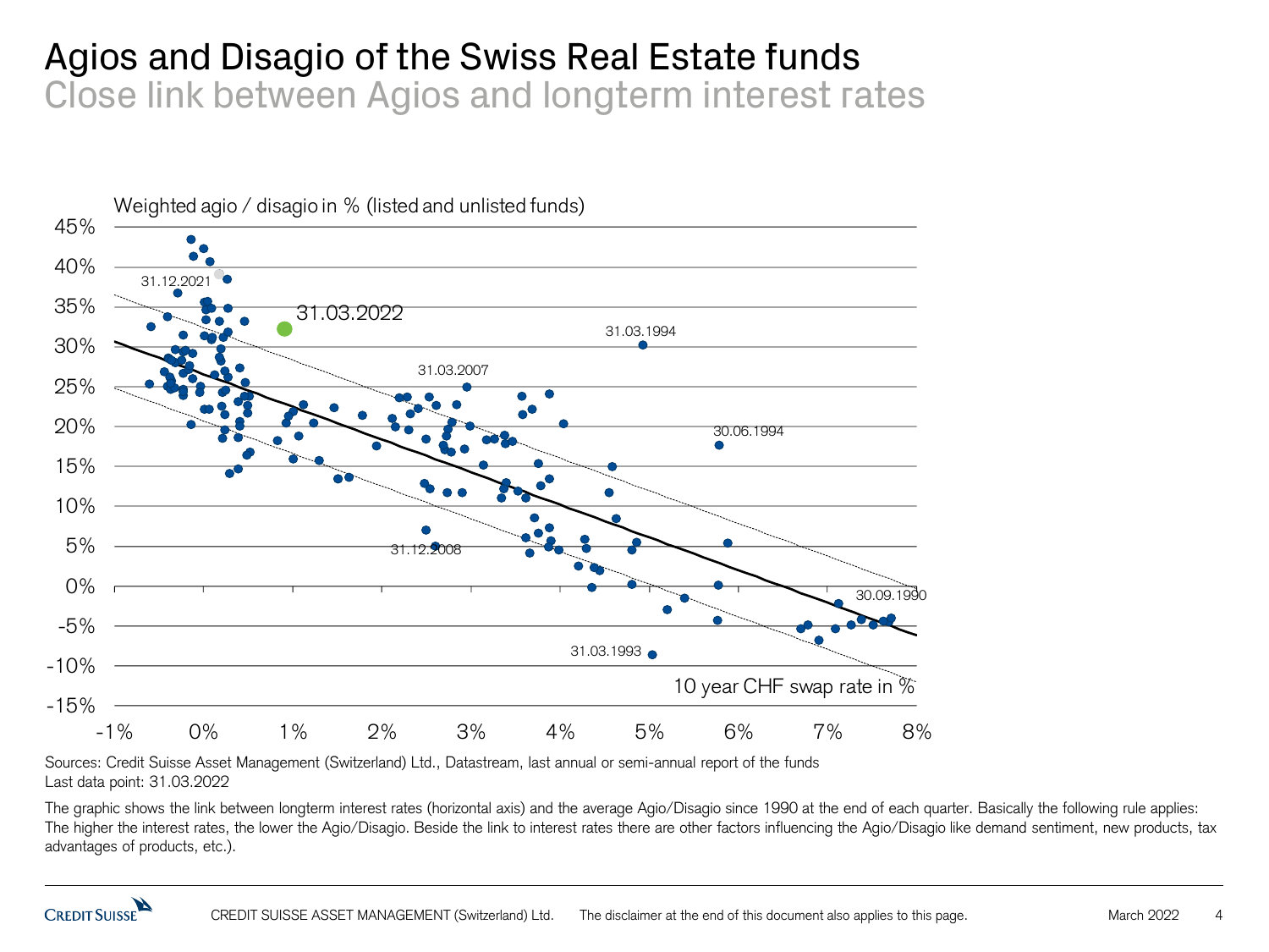# Agios and Disagio of the Swiss Real Estate funds

## Close link between Agios and longterm interest rates

Weighted agio / disagio in % (listed and unlisted funds)

45%
40%
35%
30%
25%
20%
15%
10%
5%
0%
-5%
-10%
-15%

-1% 0% 1% 2% 3% 4% 5% 6% 7% 8%

31.12.2021

31.03.2022

31.03.1994

31.03.2007

30.06.1994

31.12.2008

30.09.1990

31.03.1993

10 year CHF swap rate in %

Sources: Credit Suisse Asset Management (Switzerland) Ltd., Datastream, last annual or semi-annual report of the funds
Last data point: 31.03.2022

The graphic shows the link between longterm interest rates (horizontal axis) and the average Agio/Disagio since 1990 at the end of each quarter. Basically the following rule applies: The higher the interest rates, the lower the Agio/Disagio. Beside the link to interest rates there are other factors influencing the Agio/Disagio like demand sentiment, new products, tax advantages of products, etc.).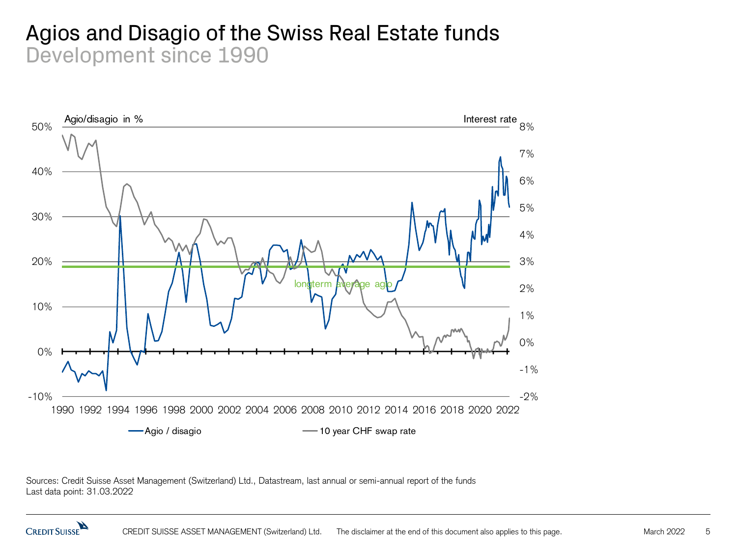# Agios and Disagio of the Swiss Real Estate funds

## Development since 1990

Agio/disagio in % | Interest rate

longterm average agio

— Agio / disagio — 10 year CHF swap rate

Sources: Credit Suisse Asset Management (Switzerland) Ltd., Datastream, last annual or semi-annual report of the funds
Last data point: 31.03.2022

CREDIT SUISSE ASSET MANAGEMENT (Switzerland) Ltd. The disclaimer at the end of this document also applies to this page. March 2022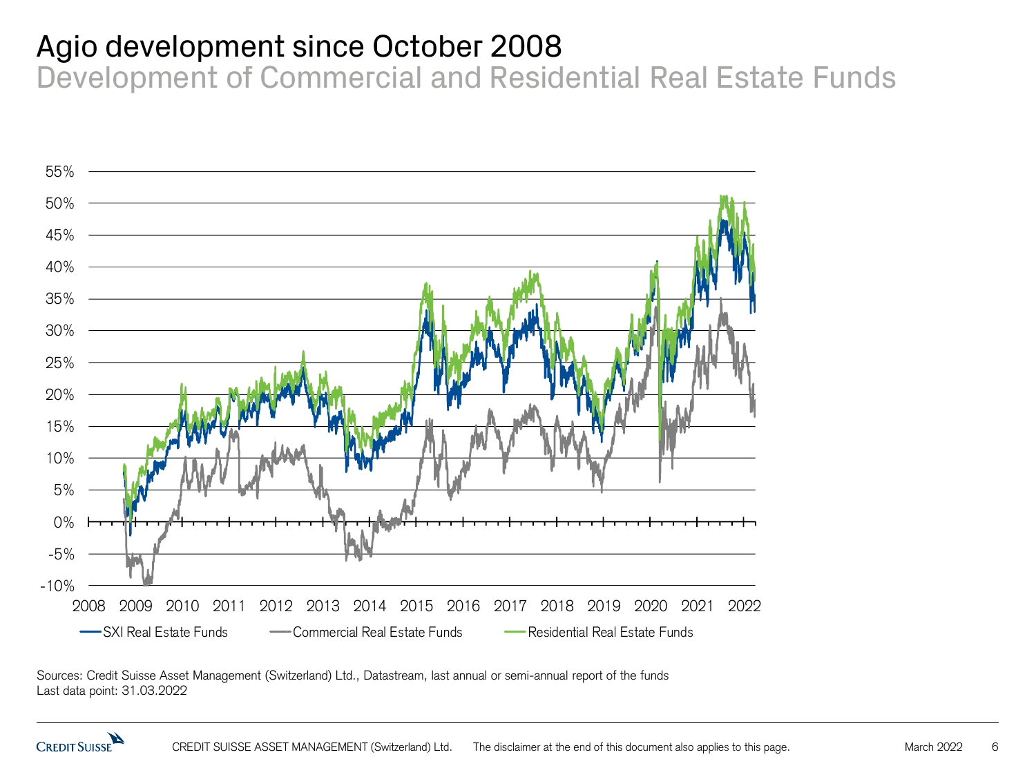# Agio development since October 2008

## Development of Commercial and Residential Real Estate Funds

Sources: Credit Suisse Asset Management (Switzerland) Ltd., Datastream, last annual or semi-annual report of the funds
Last data point: 31.03.2022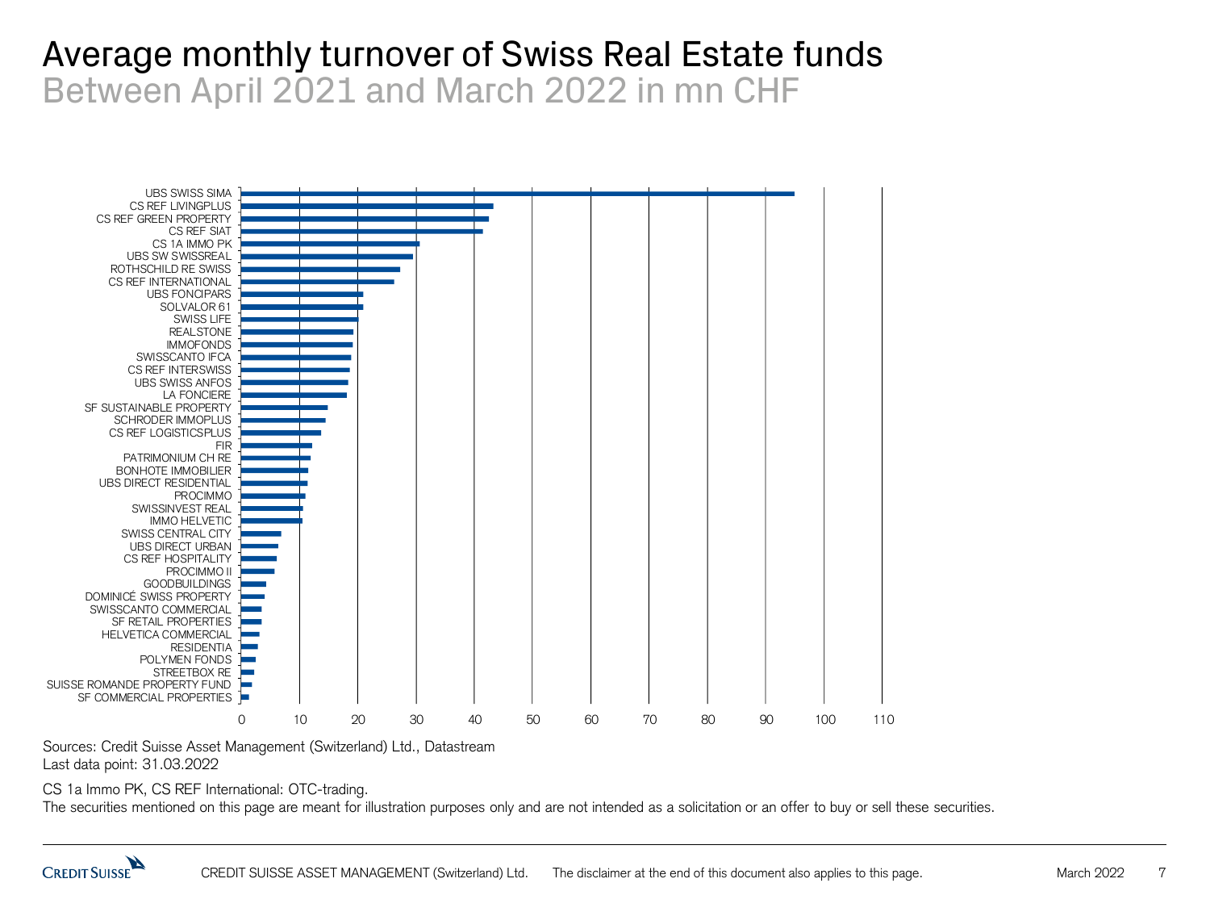# Average monthly turnover of Swiss Real Estate funds

Between April 2021 and March 2022 in mn CHF

| Fund | Average monthly turnover (mn CHF, approx.) |
| --- | --- |
| UBS SWISS SIMA | 95 |
| CS REF LIVINGPLUS | 43 |
| CS REF GREEN PROPERTY | 42.5 |
| CS REF SIAT | 41.5 |
| CS 1A IMMO PK | 30.5 |
| UBS SW SWISSREAL | 29.5 |
| ROTHSCHILD RE SWISS | 27 |
| CS REF INTERNATIONAL | 26 |
| UBS FONCIPARS | 21 |
| SOLVALOR 61 | 21 |
| SWISS LIFE | 20 |
| REALSTONE | 19 |
| IMMOFONDS | 19 |
| SWISSCANTO IFCA | 19 |
| CS REF INTERSWISS | 18.5 |
| UBS SWISS ANFOS | 18 |
| LA FONCIERE | 18 |
| SF SUSTAINABLE PROPERTY | 15 |
| SCHRODER IMMOPLUS | 14.5 |
| CS REF LOGISTICSPLUS | 13.5 |
| FIR | 12 |
| PATRIMONIUM CH RE | 12 |
| BONHOTE IMMOBILIER | 11.5 |
| UBS DIRECT RESIDENTIAL | 11.5 |
| PROCIMMO | 11 |
| SWISSINVEST REAL | 10.5 |
| IMMO HELVETIC | 10.5 |
| SWISS CENTRAL CITY | 7 |
| UBS DIRECT URBAN | 6.5 |
| CS REF HOSPITALITY | 6 |
| PROCIMMO II | 5.5 |
| GOODBUILDINGS | 4.5 |
| DOMINICÉ SWISS PROPERTY | 4 |
| SWISSCANTO COMMERCIAL | 3.5 |
| SF RETAIL PROPERTIES | 3.5 |
| HELVETICA COMMERCIAL | 3 |
| RESIDENTIA | 3 |
| POLYMEN FONDS | 2.5 |
| STREETBOX RE | 2 |
| SUISSE ROMANDE PROPERTY FUND | 2 |
| SF COMMERCIAL PROPERTIES | 1.5 |

Sources: Credit Suisse Asset Management (Switzerland) Ltd., Datastream
Last data point: 31.03.2022

CS 1a Immo PK, CS REF International: OTC-trading.
The securities mentioned on this page are meant for illustration purposes only and are not intended as a solicitation or an offer to buy or sell these securities.

The disclaimer at the end of this document also applies to this page.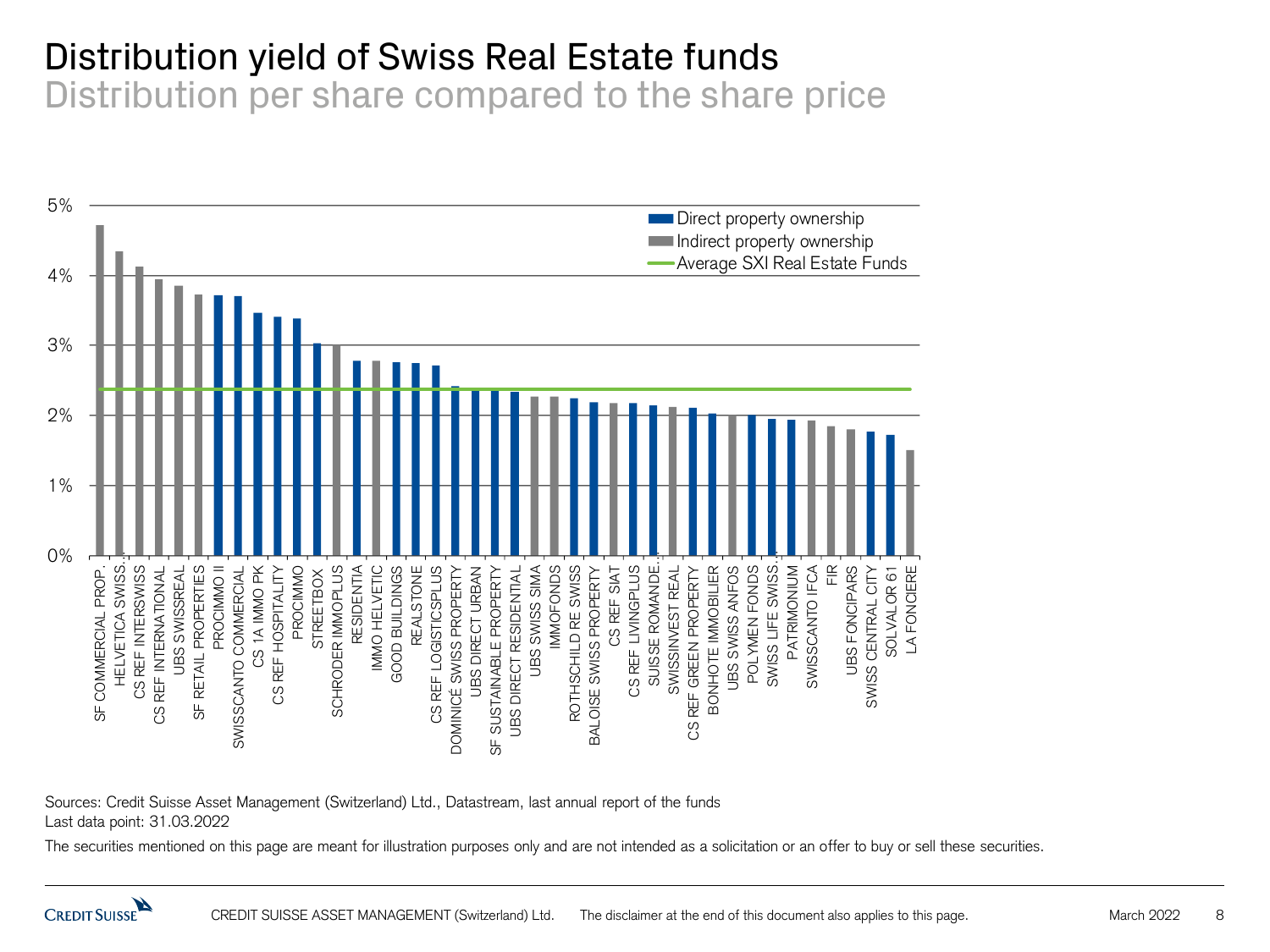# Distribution yield of Swiss Real Estate funds

## Distribution per share compared to the share price

Legend: Direct property ownership; Indirect property ownership; Average SXI Real Estate Funds

Y-axis: 0%, 1%, 2%, 3%, 4%, 5%

Funds (x-axis): SF COMMERCIAL PROP., HELVETICA SWISS..., CS REF INTERSWISS, CS REF INTERNATIONAL, UBS SWISSREAL, SF RETAIL PROPERTIES, PROCIMMO II, SWISSCANTO COMMERCIAL, CS 1A IMMO PK, CS REF HOSPITALITY, PROCIMMO, STREETBOX, SCHRODER IMMOPLUS, RESIDENTIA, IMMO HELVETIC, GOOD BUILDINGS, REALSTONE, CS REF LOGISTICSPLUS, DOMINICÉ SWISS PROPERTY, UBS DIRECT URBAN, SF SUSTAINABLE PROPERTY, UBS DIRECT RESIDENTIAL, UBS SWISS SIMA, IMMOFONDS, ROTHSCHILD RE SWISS, BALOISE SWISS PROPERTY, CS REF SIAT, CS REF LIVINGPLUS, SUISSE ROMANDE..., SWISSINVEST REAL, CS REF GREEN PROPERTY, BONHOTE IMMOBILIER, UBS SWISS ANFOS, POLYMEN FONDS, SWISS LIFE SWISS..., PATRIMONIUM, SWISSCANTO IFCA, FIR, UBS FONCIPARS, SWISS CENTRAL CITY, SOLVALOR 61, LA FONCIERE

Sources: Credit Suisse Asset Management (Switzerland) Ltd., Datastream, last annual report of the funds
Last data point: 31.03.2022

The securities mentioned on this page are meant for illustration purposes only and are not intended as a solicitation or an offer to buy or sell these securities.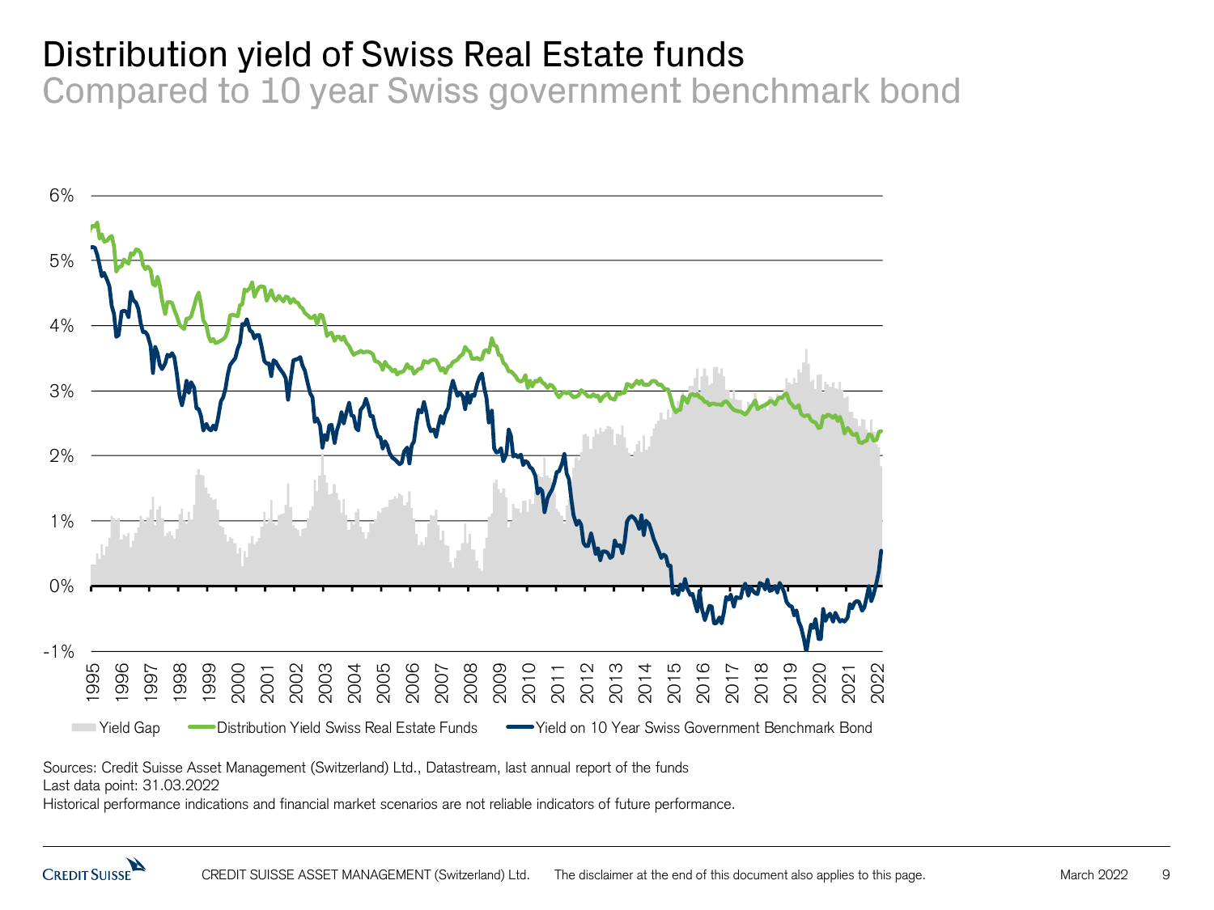# Distribution yield of Swiss Real Estate funds

## Compared to 10 year Swiss government benchmark bond

Sources: Credit Suisse Asset Management (Switzerland) Ltd., Datastream, last annual report of the funds
Last data point: 31.03.2022
Historical performance indications and financial market scenarios are not reliable indicators of future performance.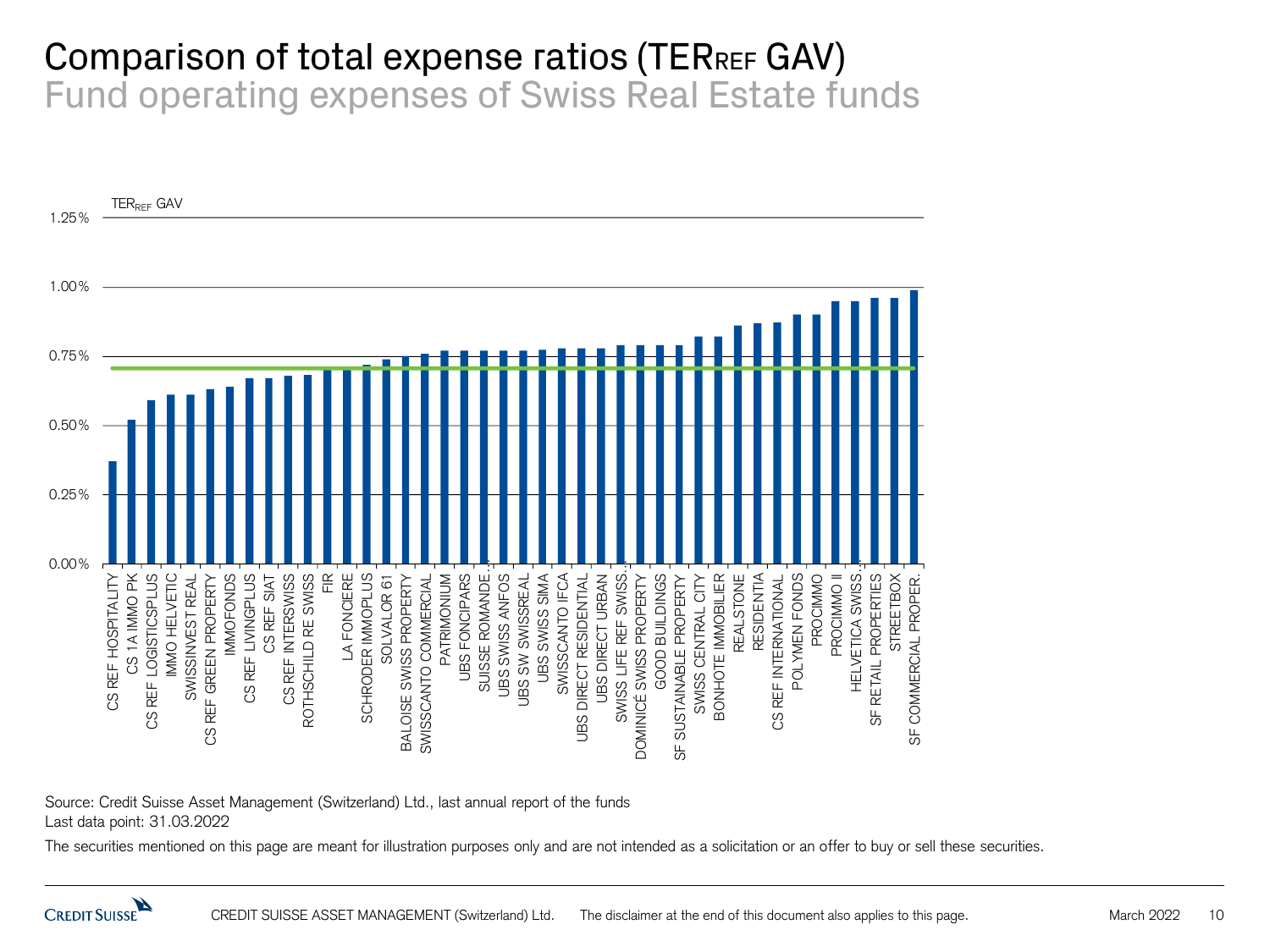# Comparison of total expense ratios ($TER_{REF}$ GAV)

## Fund operating expenses of Swiss Real Estate funds

$TER_{REF}$ GAV

1.25%
1.00%
0.75%
0.50%
0.25%
0.00%

CS REF HOSPITALITY, CS 1A IMMO PK, CS REF LOGISTICSPLUS, IMMO HELVETIC, SWISSINVEST REAL, CS REF GREEN PROPERTY, IMMOFONDS, CS REF LIVINGPLUS, CS REF SIAT, CS REF INTERSWISS, ROTHSCHILD RE SWISS, FIR, LA FONCIERE, SCHRODER IMMOPLUS, SOLVALOR 61, BALOISE SWISS PROPERTY, SWISSCANTO COMMERCIAL, PATRIMONIUM, UBS FONCIPARS, SUISSE ROMANDE..., UBS SWISS ANFOS, UBS SW SWISSREAL, UBS SWISS SIMA, SWISSCANTO IFCA, UBS DIRECT RESIDENTIAL, UBS DIRECT URBAN, SWISS LIFE REF SWISS..., DOMINICÉ SWISS PROPERTY, GOOD BUILDINGS, SF SUSTAINABLE PROPERTY, SWISS CENTRAL CITY, BONHOTE IMMOBILIER, REALSTONE, RESIDENTIA, CS REF INTERNATIONAL, POLYMEN FONDS, PROCIMMO, PROCIMMO II, HELVETICA SWISS..., SF RETAIL PROPERTIES, STREETBOX, SF COMMERCIAL PROPER.

Source: Credit Suisse Asset Management (Switzerland) Ltd., last annual report of the funds
Last data point: 31.03.2022

The securities mentioned on this page are meant for illustration purposes only and are not intended as a solicitation or an offer to buy or sell these securities.

CREDIT SUISSE ASSET MANAGEMENT (Switzerland) Ltd. The disclaimer at the end of this document also applies to this page. March 2022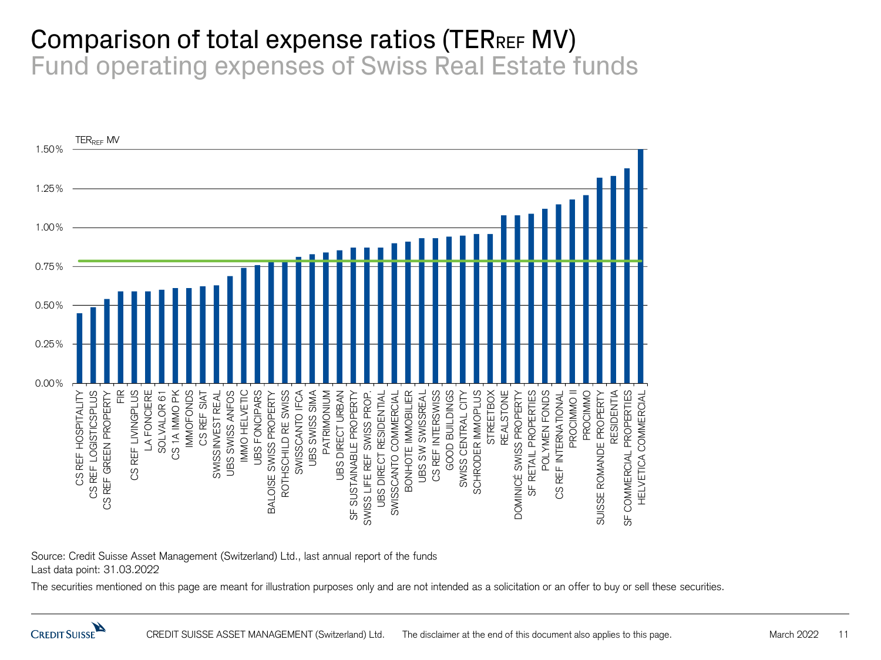# Comparison of total expense ratios ($TER_{REF}$ MV)

## Fund operating expenses of Swiss Real Estate funds

$TER_{REF}$ MV

| Fund | $TER_{REF}$ MV (approx.) |
|---|---|
| CS REF HOSPITALITY | 0.45% |
| CS REF LOGISTICSPLUS | 0.49% |
| CS REF GREEN PROPERTY | 0.54% |
| FIR | 0.59% |
| CS REF LIVINGPLUS | 0.59% |
| LA FONCIERE | 0.59% |
| SOLVALOR 61 | 0.60% |
| CS 1A IMMO PK | 0.61% |
| IMMOFONDS | 0.61% |
| CS REF SIAT | 0.62% |
| SWISSINVEST REAL | 0.63% |
| UBS SWISS ANFOS | 0.69% |
| IMMO HELVETIC | 0.74% |
| UBS FONCIPARS | 0.76% |
| BALOISE SWISS PROPERTY | 0.78% |
| ROTHSCHILD RE SWISS | 0.79% |
| SWISSCANTO IFCA | 0.81% |
| UBS SWISS SIMA | 0.83% |
| PATRIMONIUM | 0.84% |
| UBS DIRECT URBAN | 0.85% |
| SF SUSTAINABLE PROPERTY | 0.87% |
| SWISS LIFE REF SWISS PROP. | 0.87% |
| UBS DIRECT RESIDENTIAL | 0.87% |
| SWISSCANTO COMMERCIAL | 0.90% |
| BONHOTE IMMOBILIER | 0.91% |
| UBS SW SWISSREAL | 0.93% |
| CS REF INTERSWISS | 0.93% |
| GOOD BUILDINGS | 0.94% |
| SWISS CENTRAL CITY | 0.95% |
| SCHRODER IMMOPLUS | 0.96% |
| STREETBOX | 0.96% |
| REALSTONE | 1.08% |
| DOMINICÉ SWISS PROPERTY | 1.08% |
| SF RETAIL PROPERTIES | 1.09% |
| POLYMEN FONDS | 1.12% |
| CS REF INTERNATIONAL | 1.15% |
| PROCIMMO II | 1.18% |
| PROCIMMO | 1.21% |
| SUISSE ROMANDE PROPERTY | 1.32% |
| RESIDENTIA | 1.33% |
| SF COMMERCIAL PROPERTIES | 1.38% |
| HELVETICA COMMERCIAL | 1.50% |

Average (green line): approx. 0.79%

Source: Credit Suisse Asset Management (Switzerland) Ltd., last annual report of the funds
Last data point: 31.03.2022

The securities mentioned on this page are meant for illustration purposes only and are not intended as a solicitation or an offer to buy or sell these securities.

CREDIT SUISSE ASSET MANAGEMENT (Switzerland) Ltd. The disclaimer at the end of this document also applies to this page.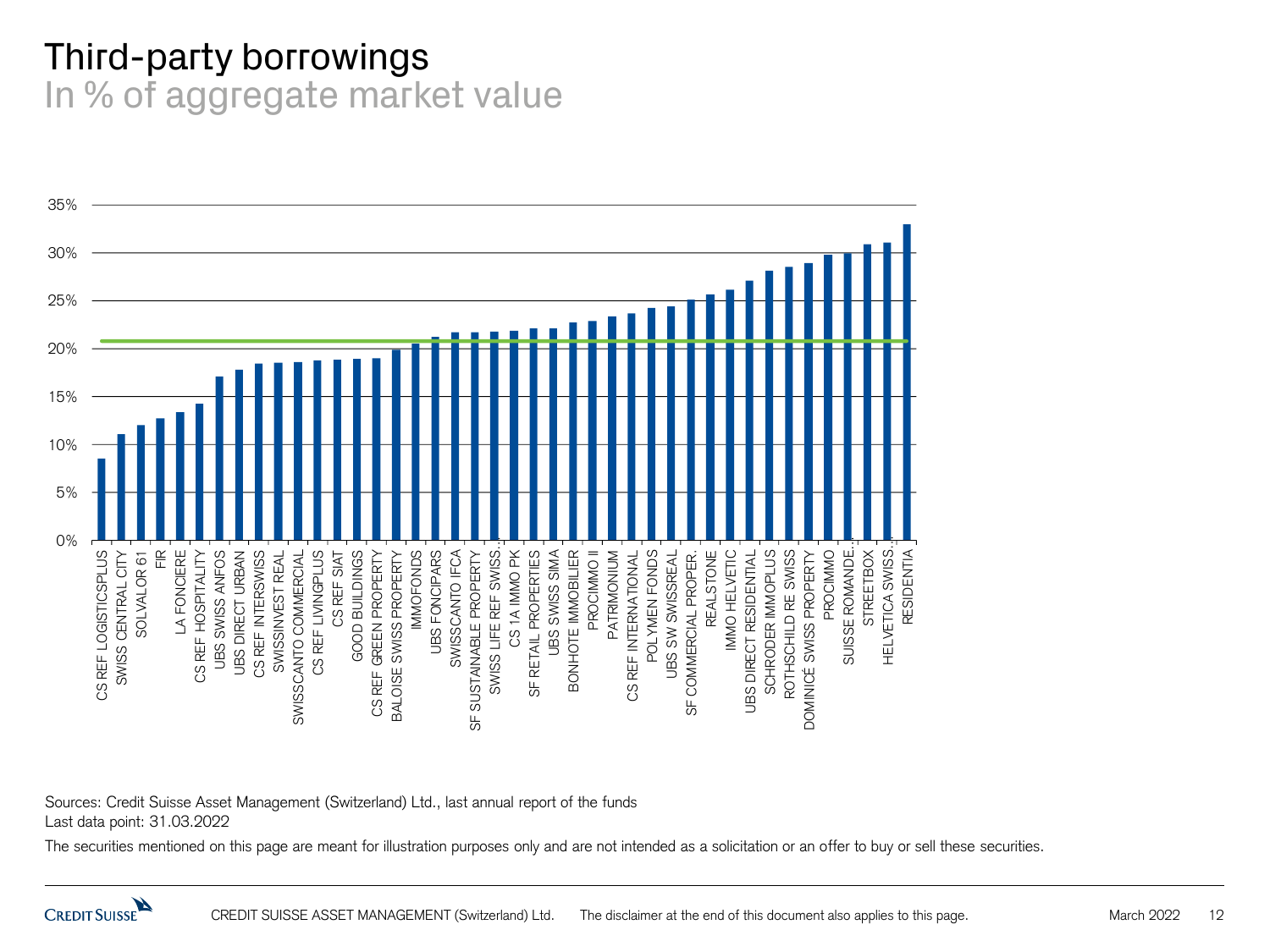# Third-party borrowings

## In % of aggregate market value

| Fund | Third-party borrowings (approx. %) |
| --- | --- |
| CS REF LOGISTICSPLUS | 8.5 |
| SWISS CENTRAL CITY | 11.1 |
| SOLVALOR 61 | 12.0 |
| FIR | 12.7 |
| LA FONCIERE | 13.4 |
| CS REF HOSPITALITY | 14.3 |
| UBS SWISS ANFOS | 17.1 |
| UBS DIRECT URBAN | 17.8 |
| CS REF INTERSWISS | 18.4 |
| SWISSINVEST REAL | 18.5 |
| SWISSCANTO COMMERCIAL | 18.6 |
| CS REF LIVINGPLUS | 18.7 |
| CS REF SIAT | 18.8 |
| GOOD BUILDINGS | 18.9 |
| CS REF GREEN PROPERTY | 19.0 |
| BALOISE SWISS PROPERTY | 19.9 |
| IMMOFONDS | 20.6 |
| UBS FONCIPARS | 21.2 |
| SWISSCANTO IFCA | 21.6 |
| SF SUSTAINABLE PROPERTY | 21.6 |
| SWISS LIFE REF SWISS.. | 21.7 |
| CS 1A IMMO PK | 21.8 |
| SF RETAIL PROPERTIES | 22.1 |
| UBS SWISS SIMA | 22.1 |
| BONHOTE IMMOBILIER | 22.7 |
| PROCIMMO II | 22.8 |
| PATRIMONIUM | 23.3 |
| CS REF INTERNATIONAL | 23.6 |
| POLYMEN FONDS | 24.2 |
| UBS SW SWISSREAL | 24.4 |
| SF COMMERCIAL PROPER. | 25.1 |
| REALSTONE | 25.6 |
| IMMO HELVETIC | 26.1 |
| UBS DIRECT RESIDENTIAL | 27.1 |
| SCHRODER IMMOPLUS | 28.1 |
| ROTHSCHILD RE SWISS | 28.5 |
| DOMINICÉ SWISS PROPERTY | 28.9 |
| PROCIMMO | 29.8 |
| SUISSE ROMANDE.. | 29.9 |
| STREETBOX | 30.9 |
| HELVETICA SWISS.. | 31.1 |
| RESIDENTIA | 33.0 |

Average (green line): approx. 20.8%

Sources: Credit Suisse Asset Management (Switzerland) Ltd., last annual report of the funds
Last data point: 31.03.2022

The securities mentioned on this page are meant for illustration purposes only and are not intended as a solicitation or an offer to buy or sell these securities.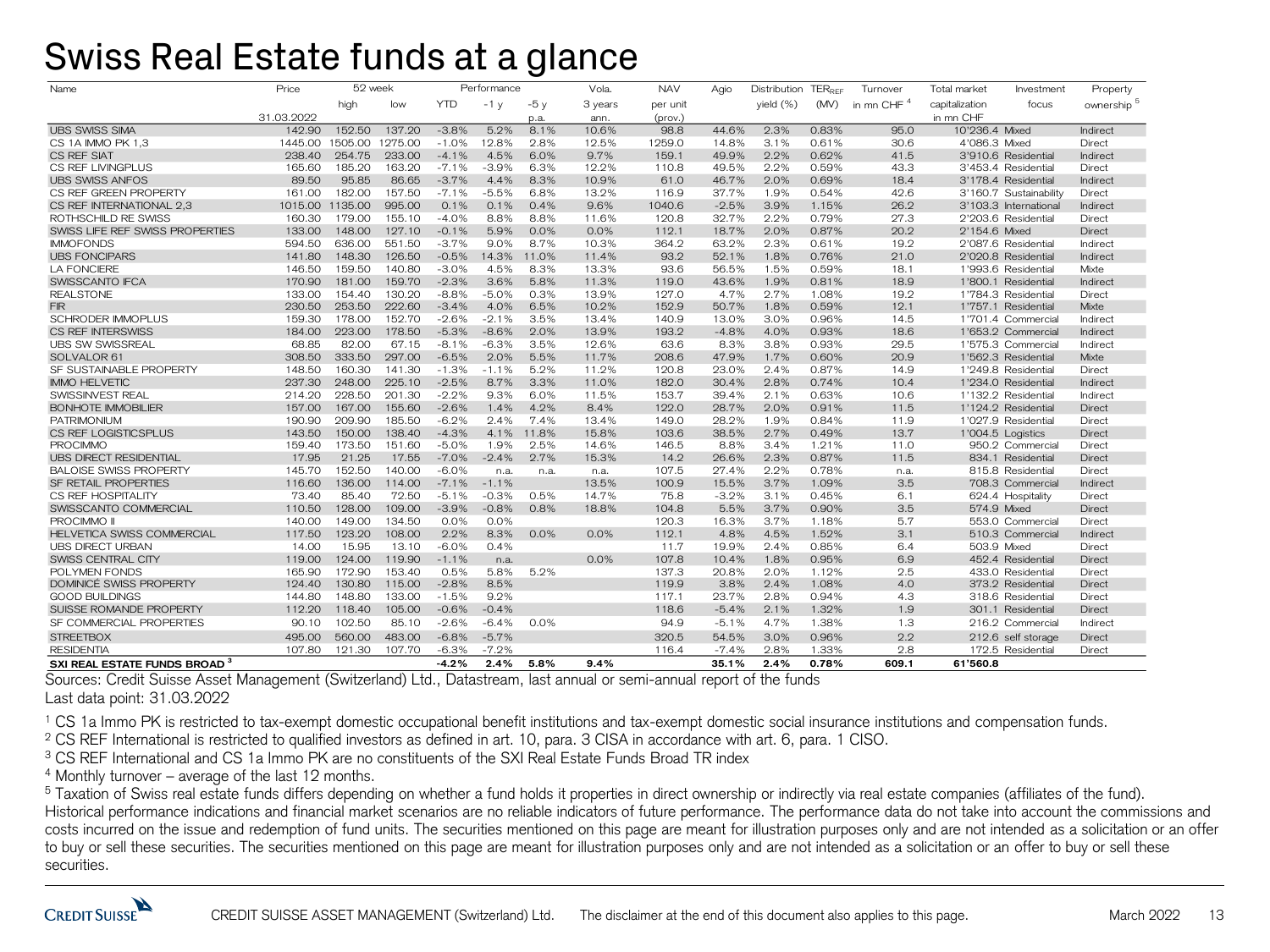# Swiss Real Estate funds at a glance

| Name | Price | 52 week | | Performance | | | Vola. | NAV | Agio | Distribution | $TER_{REF}$ | Turnover | Total market | Investment | Property |
|---|---|---|---|---|---|---|---|---|---|---|---|---|---|---|---|
| | | high | low | YTD | -1 y | -5 y | 3 years | per unit | | yield (%) | (MV) | in mn CHF [4] | capitalization | focus | ownership [5] |
| | 31.03.2022 | | | | | p.a. | ann. | (prov.) | | | | | in mn CHF | | |
| UBS SWISS SIMA | 142.90 | 152.50 | 137.20 | -3.8% | 5.2% | 8.1% | 10.6% | 98.8 | 44.6% | 2.3% | 0.83% | 95.0 | 10'236.4 | Mixed | Indirect |
| CS 1A IMMO PK [1,3] | 1445.00 | 1505.00 | 1275.00 | -1.0% | 12.8% | 2.8% | 12.5% | 1259.0 | 14.8% | 3.1% | 0.61% | 30.6 | 4'086.3 | Mixed | Direct |
| CS REF SIAT | 238.40 | 254.75 | 233.00 | -4.1% | 4.5% | 6.0% | 9.7% | 159.1 | 49.9% | 2.2% | 0.62% | 41.5 | 3'910.6 | Residential | Indirect |
| CS REF LIVINGPLUS | 165.60 | 185.20 | 163.20 | -7.1% | -3.9% | 6.3% | 12.2% | 110.8 | 49.5% | 2.2% | 0.59% | 43.3 | 3'453.4 | Residential | Direct |
| UBS SWISS ANFOS | 89.50 | 95.85 | 86.65 | -3.7% | 4.4% | 8.3% | 10.9% | 61.0 | 46.7% | 2.0% | 0.69% | 18.4 | 3'178.4 | Residential | Indirect |
| CS REF GREEN PROPERTY | 161.00 | 182.00 | 157.50 | -7.1% | -5.5% | 6.8% | 13.2% | 116.9 | 37.7% | 1.9% | 0.54% | 42.6 | 3'160.7 | Sustainability | Direct |
| CS REF INTERNATIONAL [2,3] | 1015.00 | 1135.00 | 995.00 | 0.1% | 0.1% | 0.4% | 9.6% | 1040.6 | -2.5% | 3.9% | 1.15% | 26.2 | 3'103.3 | International | Indirect |
| ROTHSCHILD RE SWISS | 160.30 | 179.00 | 155.10 | -4.0% | 8.8% | 8.8% | 11.6% | 120.8 | 32.7% | 2.2% | 0.79% | 27.3 | 2'203.6 | Residential | Direct |
| SWISS LIFE REF SWISS PROPERTIES | 133.00 | 148.00 | 127.10 | -0.1% | 5.9% | 0.0% | 0.0% | 112.1 | 18.7% | 2.0% | 0.87% | 20.2 | 2'154.6 | Mixed | Direct |
| IMMOFONDS | 594.50 | 636.00 | 551.50 | -3.7% | 9.0% | 8.7% | 10.3% | 364.2 | 63.2% | 2.3% | 0.61% | 19.2 | 2'087.6 | Residential | Indirect |
| UBS FONCIPARS | 141.80 | 148.30 | 126.50 | -0.5% | 14.3% | 11.0% | 11.4% | 93.2 | 52.1% | 1.8% | 0.76% | 21.0 | 2'020.8 | Residential | Indirect |
| LA FONCIERE | 146.50 | 159.50 | 140.80 | -3.0% | 4.5% | 8.3% | 13.3% | 93.6 | 56.5% | 1.5% | 0.59% | 18.1 | 1'993.6 | Residential | Mixte |
| SWISSCANTO IFCA | 170.90 | 181.00 | 159.70 | -2.3% | 3.6% | 5.8% | 11.3% | 119.0 | 43.6% | 1.9% | 0.81% | 18.9 | 1'800.1 | Residential | Indirect |
| REALSTONE | 133.00 | 154.40 | 130.20 | -8.8% | -5.0% | 0.3% | 13.9% | 127.0 | 4.7% | 2.7% | 1.08% | 19.2 | 1'784.3 | Residential | Direct |
| FIR | 230.50 | 253.50 | 222.60 | -3.4% | 4.0% | 6.5% | 10.2% | 152.9 | 50.7% | 1.8% | 0.59% | 12.1 | 1'757.1 | Residential | Mixte |
| SCHRODER IMMOPLUS | 159.30 | 178.00 | 152.70 | -2.6% | -2.1% | 3.5% | 13.4% | 140.9 | 13.0% | 3.0% | 0.96% | 14.5 | 1'701.4 | Commercial | Indirect |
| CS REF INTERSWISS | 184.00 | 223.00 | 178.50 | -5.3% | -8.6% | 2.0% | 13.9% | 193.2 | -4.8% | 4.0% | 0.93% | 18.6 | 1'653.2 | Commercial | Indirect |
| UBS SW SWISSREAL | 68.85 | 82.00 | 67.15 | -8.1% | -6.3% | 3.5% | 12.6% | 63.6 | 8.3% | 3.8% | 0.93% | 29.5 | 1'575.3 | Commercial | Indirect |
| SOLVALOR 61 | 308.50 | 333.50 | 297.00 | -6.5% | 2.0% | 5.5% | 11.7% | 208.6 | 47.9% | 1.7% | 0.60% | 20.9 | 1'562.3 | Residential | Mixte |
| SF SUSTAINABLE PROPERTY | 148.50 | 160.30 | 141.30 | -1.3% | -1.1% | 5.2% | 11.2% | 120.8 | 23.0% | 2.4% | 0.87% | 14.9 | 1'249.8 | Residential | Direct |
| IMMO HELVETIC | 237.30 | 248.00 | 225.10 | -2.5% | 8.7% | 3.3% | 11.0% | 182.0 | 30.4% | 2.8% | 0.74% | 10.4 | 1'234.0 | Residential | Indirect |
| SWISSINVEST REAL | 214.20 | 228.50 | 201.30 | -2.2% | 9.3% | 6.0% | 11.5% | 153.7 | 39.4% | 2.1% | 0.63% | 10.6 | 1'132.2 | Residential | Indirect |
| BONHOTE IMMOBILIER | 157.00 | 167.00 | 155.60 | -2.6% | 1.4% | 4.2% | 8.4% | 122.0 | 28.7% | 2.0% | 0.91% | 11.5 | 1'124.2 | Residential | Direct |
| PATRIMONIUM | 190.90 | 209.90 | 185.50 | -6.2% | 2.4% | 7.4% | 13.4% | 149.0 | 28.2% | 1.9% | 0.84% | 11.9 | 1'027.9 | Residential | Direct |
| CS REF LOGISTICSPLUS | 143.50 | 150.00 | 138.40 | -4.3% | 4.1% | 11.8% | 15.8% | 103.6 | 38.5% | 2.7% | 0.49% | 13.7 | 1'004.5 | Logistics | Direct |
| PROCIMMO | 159.40 | 173.50 | 151.60 | -5.0% | 1.9% | 2.5% | 14.6% | 146.5 | 8.8% | 3.4% | 1.21% | 11.0 | 950.2 | Commercial | Direct |
| UBS DIRECT RESIDENTIAL | 17.95 | 21.25 | 17.55 | -7.0% | -2.4% | 2.7% | 15.3% | 14.2 | 26.6% | 2.3% | 0.87% | 11.5 | 834.1 | Residential | Direct |
| BALOISE SWISS PROPERTY | 145.70 | 152.50 | 140.00 | -6.0% | n.a. | n.a. | n.a. | 107.5 | 27.4% | 2.2% | 0.78% | n.a. | 815.8 | Residential | Direct |
| SF RETAIL PROPERTIES | 116.60 | 136.00 | 114.00 | -7.1% | -1.1% | | 13.5% | 100.9 | 15.5% | 3.7% | 1.09% | 3.5 | 708.3 | Commercial | Indirect |
| CS REF HOSPITALITY | 73.40 | 85.40 | 72.50 | -5.1% | -0.3% | 0.5% | 14.7% | 75.8 | -3.2% | 3.1% | 0.45% | 6.1 | 624.4 | Hospitality | Direct |
| SWISSCANTO COMMERCIAL | 110.50 | 128.00 | 109.00 | -3.9% | -0.8% | 0.8% | 18.8% | 104.8 | 5.5% | 3.7% | 0.90% | 3.5 | 574.9 | Mixed | Direct |
| PROCIMMO II | 140.00 | 149.00 | 134.50 | 0.0% | 0.0% | | | 120.3 | 16.3% | 3.7% | 1.18% | 5.7 | 553.0 | Commercial | Direct |
| HELVETICA SWISS COMMERCIAL | 117.50 | 123.20 | 108.00 | 2.2% | 8.3% | 0.0% | 0.0% | 112.1 | 4.8% | 4.5% | 1.52% | 3.1 | 510.3 | Commercial | Indirect |
| UBS DIRECT URBAN | 14.00 | 15.95 | 13.10 | -6.0% | 0.4% | | | 11.7 | 19.9% | 2.4% | 0.85% | 6.4 | 503.9 | Mixed | Direct |
| SWISS CENTRAL CITY | 119.00 | 124.00 | 119.90 | -1.1% | n.a. | | 0.0% | 107.8 | 10.4% | 1.8% | 0.95% | 6.9 | 452.4 | Residential | Direct |
| POLYMEN FONDS | 165.90 | 172.90 | 153.40 | 0.5% | 5.8% | 5.2% | | 137.3 | 20.8% | 2.0% | 1.12% | 2.5 | 433.0 | Residential | Direct |
| DOMINICÉ SWISS PROPERTY | 124.40 | 130.80 | 115.00 | -2.8% | 8.5% | | | 119.9 | 3.8% | 2.4% | 1.08% | 4.0 | 373.2 | Residential | Direct |
| GOOD BUILDINGS | 144.80 | 148.80 | 133.00 | -1.5% | 9.2% | | | 117.1 | 23.7% | 2.8% | 0.94% | 4.3 | 318.6 | Residential | Direct |
| SUISSE ROMANDE PROPERTY | 112.20 | 118.40 | 105.00 | -0.6% | -0.4% | | | 118.6 | -5.4% | 2.1% | 1.32% | 1.9 | 301.1 | Residential | Direct |
| SF COMMERCIAL PROPERTIES | 90.10 | 102.50 | 85.10 | -2.6% | -6.4% | 0.0% | | 94.9 | -5.1% | 4.7% | 1.38% | 1.3 | 216.2 | Commercial | Indirect |
| STREETBOX | 495.00 | 560.00 | 483.00 | -6.8% | -5.7% | | | 320.5 | 54.5% | 3.0% | 0.96% | 2.2 | 212.6 | self storage | Direct |
| RESIDENTIA | 107.80 | 121.30 | 107.70 | -6.3% | -7.2% | | | 116.4 | -7.4% | 2.8% | 1.33% | 2.8 | 172.5 | Residential | Direct |
| **SXI REAL ESTATE FUNDS BROAD [3]** | | | | **-4.2%** | **2.4%** | **5.8%** | **9.4%** | | **35.1%** | **2.4%** | **0.78%** | **609.1** | **61'560.8** | | |

Sources: Credit Suisse Asset Management (Switzerland) Ltd., Datastream, last annual or semi-annual report of the funds
Last data point: 31.03.2022

[1] CS 1a Immo PK is restricted to tax-exempt domestic occupational benefit institutions and tax-exempt domestic social insurance institutions and compensation funds.
[2] CS REF International is restricted to qualified investors as defined in art. 10, para. 3 CISA in accordance with art. 6, para. 1 CISO.
[3] CS REF International and CS 1a Immo PK are no constituents of the SXI Real Estate Funds Broad TR index
[4] Monthly turnover – average of the last 12 months.
[5] Taxation of Swiss real estate funds differs depending on whether a fund holds it properties in direct ownership or indirectly via real estate companies (affiliates of the fund).
Historical performance indications and financial market scenarios are no reliable indicators of future performance. The performance data do not take into account the commissions and costs incurred on the issue and redemption of fund units. The securities mentioned on this page are meant for illustration purposes only and are not intended as a solicitation or an offer to buy or sell these securities. The securities mentioned on this page are meant for illustration purposes only and are not intended as a solicitation or an offer to buy or sell these securities.

CREDIT SUISSE ASSET MANAGEMENT (Switzerland) Ltd. The disclaimer at the end of this document also applies to this page.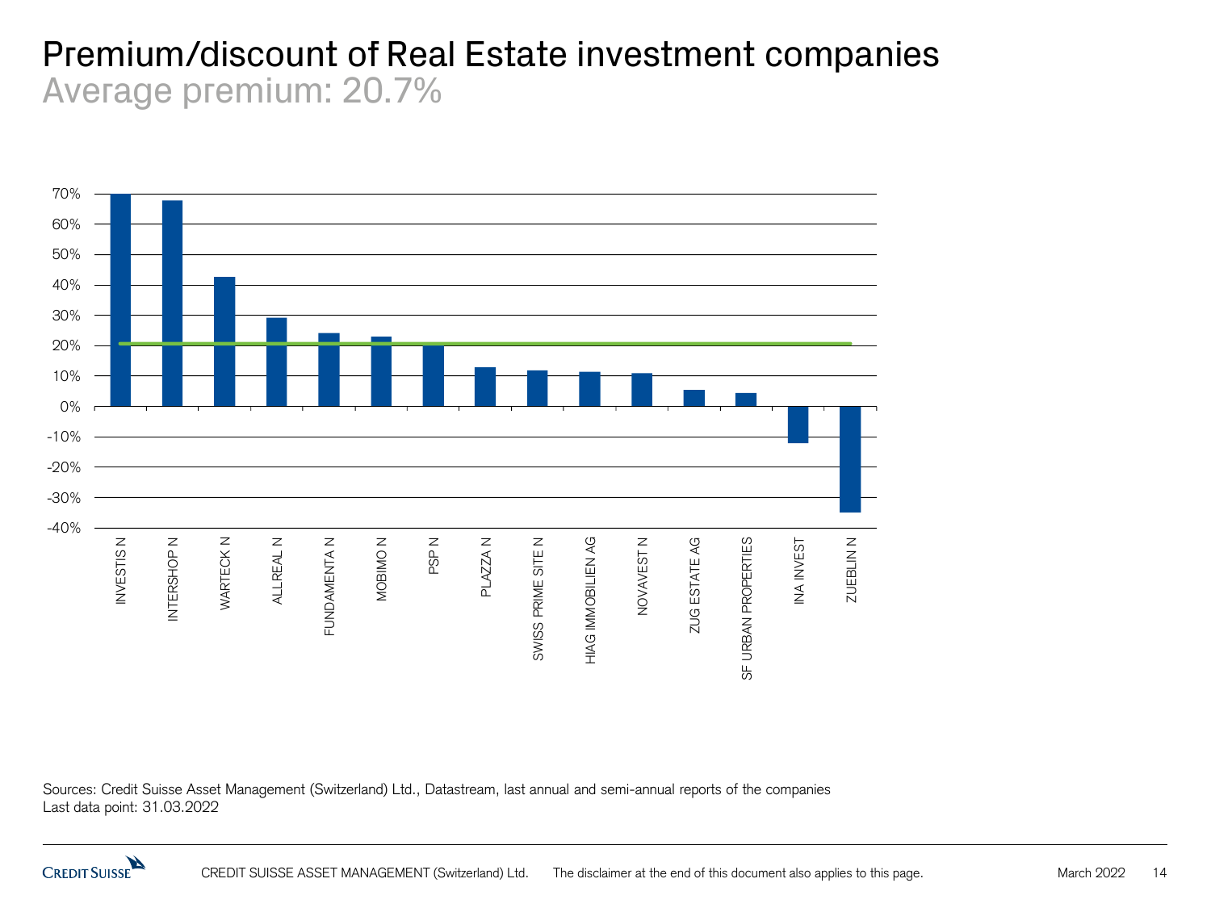# Premium/discount of Real Estate investment companies

## Average premium: 20.7%

| Company | Premium/discount (approx.) |
|---|---|
| INVESTIS N | 70% |
| INTERSHOP N | 68% |
| WARTECK N | 43% |
| ALLREAL N | 29% |
| FUNDAMENTA N | 24% |
| MOBIMO N | 23% |
| PSP N | 21% |
| PLAZZA N | 13% |
| SWISS PRIME SITE N | 12% |
| HIAG IMMOBILIEN AG | 11% |
| NOVAVEST N | 11% |
| ZUG ESTATE AG | 5% |
| SF URBAN PROPERTIES | 4% |
| INA INVEST | -12% |
| ZUEBLIN N | -35% |

Sources: Credit Suisse Asset Management (Switzerland) Ltd., Datastream, last annual and semi-annual reports of the companies
Last data point: 31.03.2022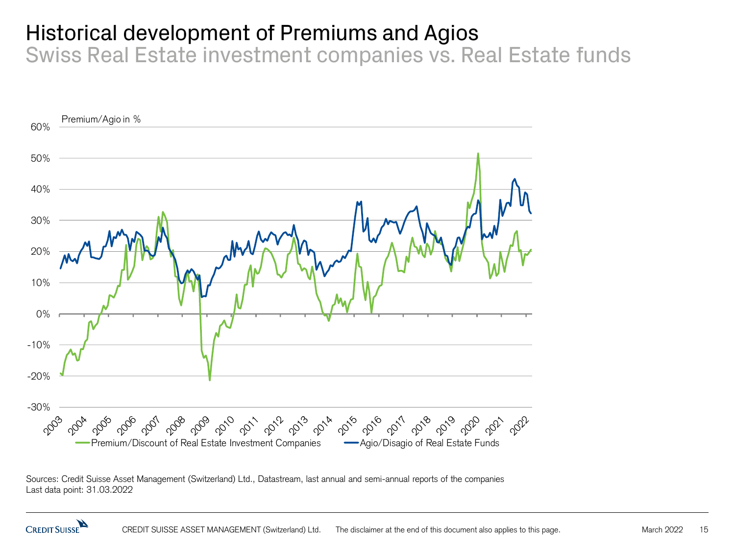# Historical development of Premiums and Agios

## Swiss Real Estate investment companies vs. Real Estate funds

Premium/Agio in %

60%
50%
40%
30%
20%
10%
0%
-10%
-20%
-30%

2003 2004 2005 2006 2007 2008 2009 2010 2011 2012 2013 2014 2015 2016 2017 2018 2019 2020 2021 2022

Premium/Discount of Real Estate Investment Companies
Agio/Disagio of Real Estate Funds

Sources: Credit Suisse Asset Management (Switzerland) Ltd., Datastream, last annual and semi-annual reports of the companies
Last data point: 31.03.2022

CREDIT SUISSE ASSET MANAGEMENT (Switzerland) Ltd. The disclaimer at the end of this document also applies to this page.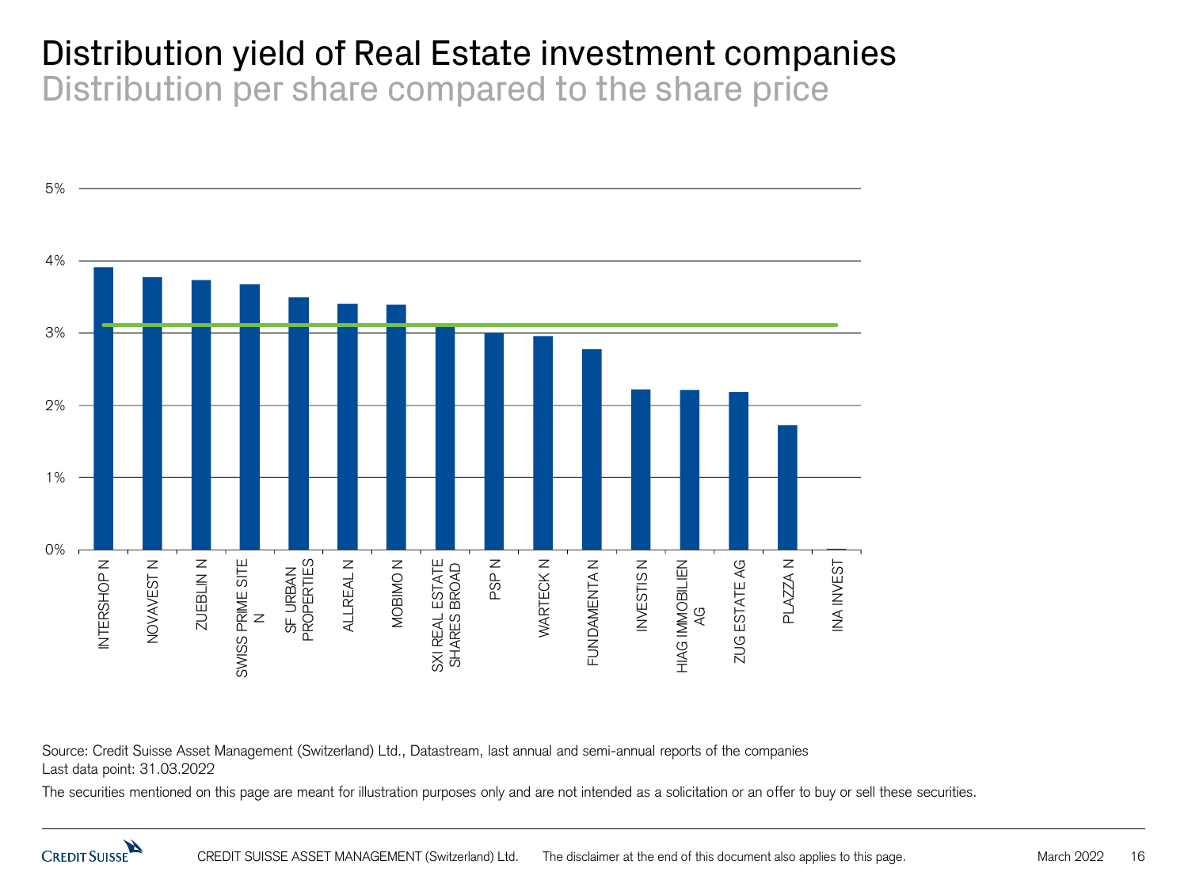# Distribution yield of Real Estate investment companies

## Distribution per share compared to the share price

5%

4%

3%

2%

1%

0%

INTERSHOP N, NOVAVEST N, ZUEBLIN N, SWISS PRIME SITE N, SF URBAN PROPERTIES, ALLREAL N, MOBIMO N, SXI REAL ESTATE SHARES BROAD, PSP N, WARTECK N, FUNDAMENTA N, INVESTIS N, HIAG IMMOBILIEN AG, ZUG ESTATE AG, PLAZZA N, INA INVEST

Source: Credit Suisse Asset Management (Switzerland) Ltd., Datastream, last annual and semi-annual reports of the companies
Last data point: 31.03.2022

The securities mentioned on this page are meant for illustration purposes only and are not intended as a solicitation or an offer to buy or sell these securities.

CREDIT SUISSE ASSET MANAGEMENT (Switzerland) Ltd. The disclaimer at the end of this document also applies to this page.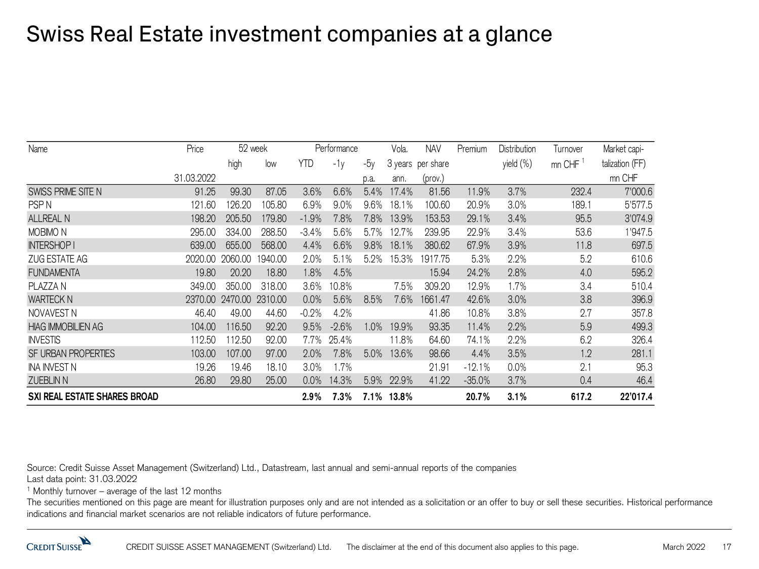# Swiss Real Estate investment companies at a glance

| Name | Price 31.03.2022 | 52 week high | 52 week low | Performance YTD | Performance -1y | Performance -5y p.a. | Vola. 3 years ann. | NAV per share (prov.) | Premium | Distribution yield (%) | Turnover mn CHF [1] | Market capi-talization (FF) mn CHF |
|---|---|---|---|---|---|---|---|---|---|---|---|---|
| SWISS PRIME SITE N | 91.25 | 99.30 | 87.05 | 3.6% | 6.6% | 5.4% | 17.4% | 81.56 | 11.9% | 3.7% | 232.4 | 7'000.6 |
| PSP N | 121.60 | 126.20 | 105.80 | 6.9% | 9.0% | 9.6% | 18.1% | 100.60 | 20.9% | 3.0% | 189.1 | 5'577.5 |
| ALLREAL N | 198.20 | 205.50 | 179.80 | -1.9% | 7.8% | 7.8% | 13.9% | 153.53 | 29.1% | 3.4% | 95.5 | 3'074.9 |
| MOBIMO N | 295.00 | 334.00 | 288.50 | -3.4% | 5.6% | 5.7% | 12.7% | 239.95 | 22.9% | 3.4% | 53.6 | 1'947.5 |
| INTERSHOP I | 639.00 | 655.00 | 568.00 | 4.4% | 6.6% | 9.8% | 18.1% | 380.62 | 67.9% | 3.9% | 11.8 | 697.5 |
| ZUG ESTATE AG | 2020.00 | 2060.00 | 1940.00 | 2.0% | 5.1% | 5.2% | 15.3% | 1917.75 | 5.3% | 2.2% | 5.2 | 610.6 |
| FUNDAMENTA | 19.80 | 20.20 | 18.80 | 1.8% | 4.5% | | | 15.94 | 24.2% | 2.8% | 4.0 | 595.2 |
| PLAZZA N | 349.00 | 350.00 | 318.00 | 3.6% | 10.8% | | 7.5% | 309.20 | 12.9% | 1.7% | 3.4 | 510.4 |
| WARTECK N | 2370.00 | 2470.00 | 2310.00 | 0.0% | 5.6% | 8.5% | 7.6% | 1661.47 | 42.6% | 3.0% | 3.8 | 396.9 |
| NOVAVEST N | 46.40 | 49.00 | 44.60 | -0.2% | 4.2% | | | 41.86 | 10.8% | 3.8% | 2.7 | 357.8 |
| HIAG IMMOBILIEN AG | 104.00 | 116.50 | 92.20 | 9.5% | -2.6% | 1.0% | 19.9% | 93.35 | 11.4% | 2.2% | 5.9 | 499.3 |
| INVESTIS | 112.50 | 112.50 | 92.00 | 7.7% | 25.4% | | 11.8% | 64.60 | 74.1% | 2.2% | 6.2 | 326.4 |
| SF URBAN PROPERTIES | 103.00 | 107.00 | 97.00 | 2.0% | 7.8% | 5.0% | 13.6% | 98.66 | 4.4% | 3.5% | 1.2 | 281.1 |
| INA INVEST N | 19.26 | 19.46 | 18.10 | 3.0% | 1.7% | | | 21.91 | -12.1% | 0.0% | 2.1 | 95.3 |
| ZUEBLIN N | 26.80 | 29.80 | 25.00 | 0.0% | 14.3% | 5.9% | 22.9% | 41.22 | -35.0% | 3.7% | 0.4 | 46.4 |
| **SXI REAL ESTATE SHARES BROAD** | | | | **2.9%** | **7.3%** | **7.1%** | **13.8%** | | **20.7%** | **3.1%** | **617.2** | **22'017.4** |

Source: Credit Suisse Asset Management (Switzerland) Ltd., Datastream, last annual and semi-annual reports of the companies
Last data point: 31.03.2022

[1] Monthly turnover – average of the last 12 months

The securities mentioned on this page are meant for illustration purposes only and are not intended as a solicitation or an offer to buy or sell these securities. Historical performance indications and financial market scenarios are not reliable indicators of future performance.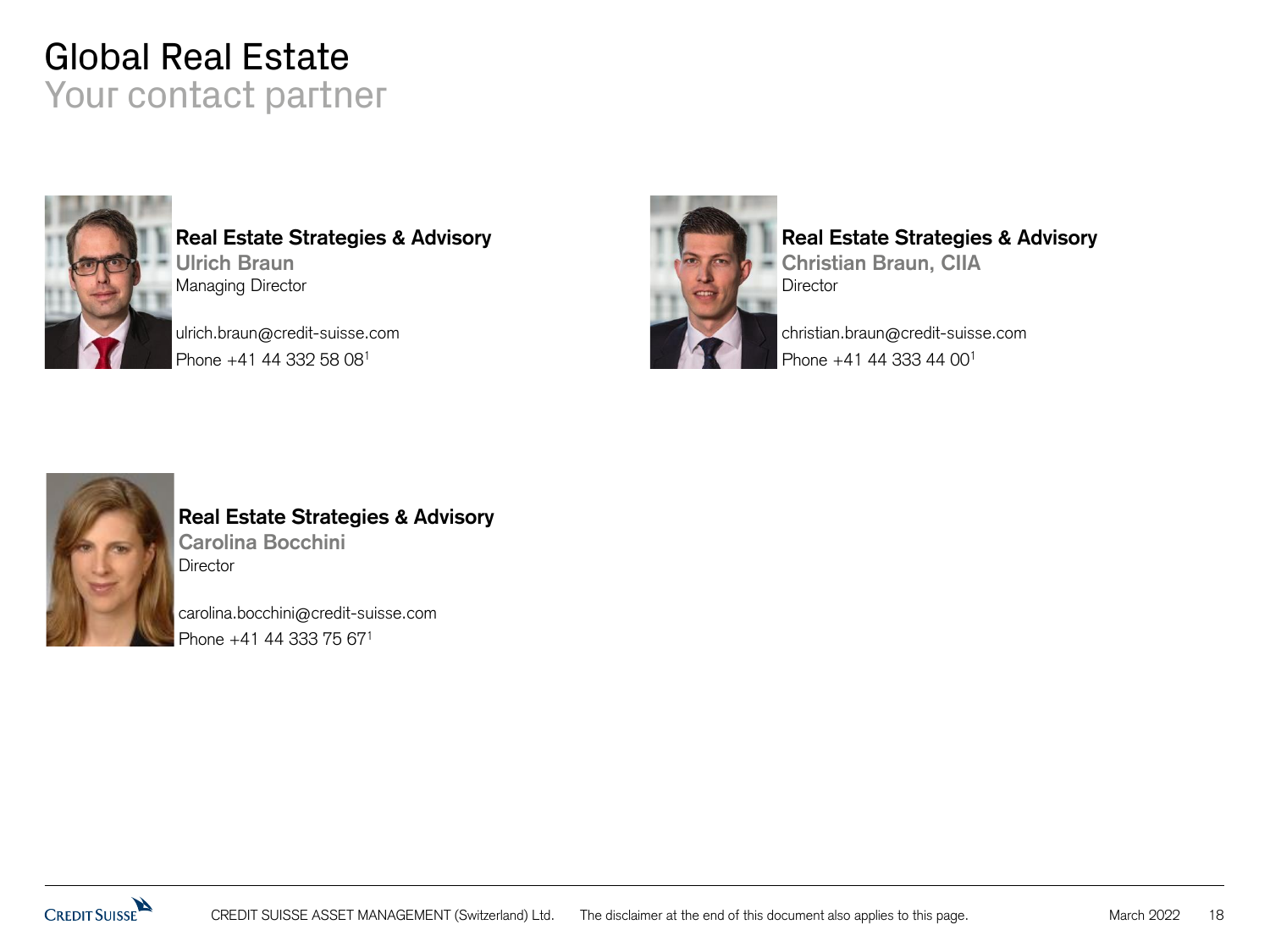# Global Real Estate

## Your contact partner

**Real Estate Strategies & Advisory**
**Ulrich Braun**
Managing Director

ulrich.braun@credit-suisse.com
Phone +41 44 332 58 08[1]

**Real Estate Strategies & Advisory**
**Christian Braun, CIIA**
Director

christian.braun@credit-suisse.com
Phone +41 44 333 44 00[1]

**Real Estate Strategies & Advisory**
**Carolina Bocchini**
Director

carolina.bocchini@credit-suisse.com
Phone +41 44 333 75 67[1]

CREDIT SUISSE ASSET MANAGEMENT (Switzerland) Ltd. The disclaimer at the end of this document also applies to this page.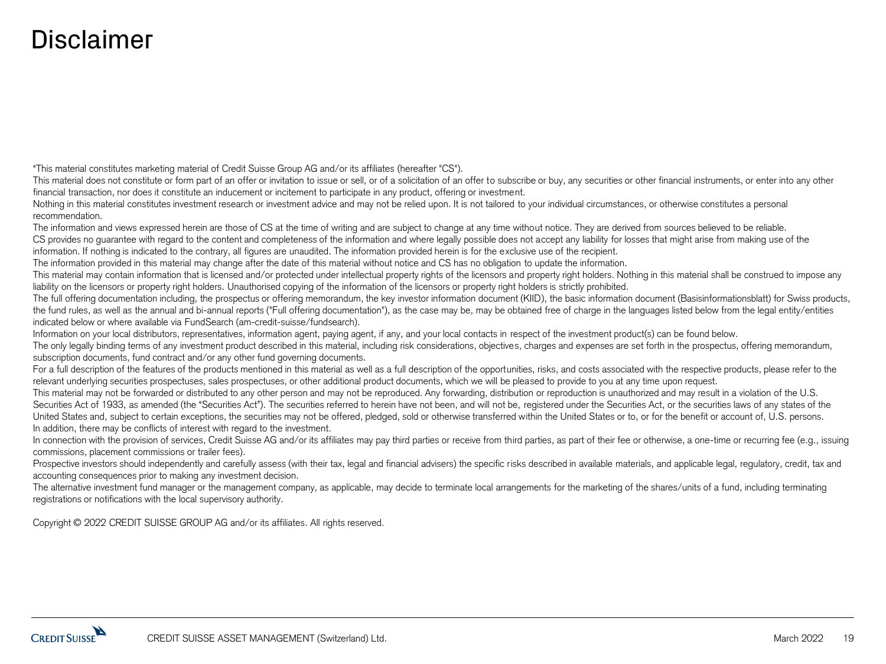# Disclaimer

"This material constitutes marketing material of Credit Suisse Group AG and/or its affiliates (hereafter "CS").

This material does not constitute or form part of an offer or invitation to issue or sell, or of a solicitation of an offer to subscribe or buy, any securities or other financial instruments, or enter into any other financial transaction, nor does it constitute an inducement or incitement to participate in any product, offering or investment.

Nothing in this material constitutes investment research or investment advice and may not be relied upon. It is not tailored to your individual circumstances, or otherwise constitutes a personal recommendation.

The information and views expressed herein are those of CS at the time of writing and are subject to change at any time without notice. They are derived from sources believed to be reliable.

CS provides no guarantee with regard to the content and completeness of the information and where legally possible does not accept any liability for losses that might arise from making use of the information. If nothing is indicated to the contrary, all figures are unaudited. The information provided herein is for the exclusive use of the recipient.

The information provided in this material may change after the date of this material without notice and CS has no obligation to update the information.

This material may contain information that is licensed and/or protected under intellectual property rights of the licensors and property right holders. Nothing in this material shall be construed to impose any liability on the licensors or property right holders. Unauthorised copying of the information of the licensors or property right holders is strictly prohibited.

The full offering documentation including, the prospectus or offering memorandum, the key investor information document (KIID), the basic information document (Basisinformationsblatt) for Swiss products, the fund rules, as well as the annual and bi-annual reports ("Full offering documentation"), as the case may be, may be obtained free of charge in the languages listed below from the legal entity/entities indicated below or where available via FundSearch (am-credit-suisse/fundsearch).

Information on your local distributors, representatives, information agent, paying agent, if any, and your local contacts in respect of the investment product(s) can be found below.

The only legally binding terms of any investment product described in this material, including risk considerations, objectives, charges and expenses are set forth in the prospectus, offering memorandum, subscription documents, fund contract and/or any other fund governing documents.

For a full description of the features of the products mentioned in this material as well as a full description of the opportunities, risks, and costs associated with the respective products, please refer to the relevant underlying securities prospectuses, sales prospectuses, or other additional product documents, which we will be pleased to provide to you at any time upon request.

This material may not be forwarded or distributed to any other person and may not be reproduced. Any forwarding, distribution or reproduction is unauthorized and may result in a violation of the U.S. Securities Act of 1933, as amended (the "Securities Act"). The securities referred to herein have not been, and will not be, registered under the Securities Act, or the securities laws of any states of the United States and, subject to certain exceptions, the securities may not be offered, pledged, sold or otherwise transferred within the United States or to, or for the benefit or account of, U.S. persons.

In addition, there may be conflicts of interest with regard to the investment.

In connection with the provision of services, Credit Suisse AG and/or its affiliates may pay third parties or receive from third parties, as part of their fee or otherwise, a one-time or recurring fee (e.g., issuing commissions, placement commissions or trailer fees).

Prospective investors should independently and carefully assess (with their tax, legal and financial advisers) the specific risks described in available materials, and applicable legal, regulatory, credit, tax and accounting consequences prior to making any investment decision.

The alternative investment fund manager or the management company, as applicable, may decide to terminate local arrangements for the marketing of the shares/units of a fund, including terminating registrations or notifications with the local supervisory authority.

Copyright © 2022 CREDIT SUISSE GROUP AG and/or its affiliates. All rights reserved.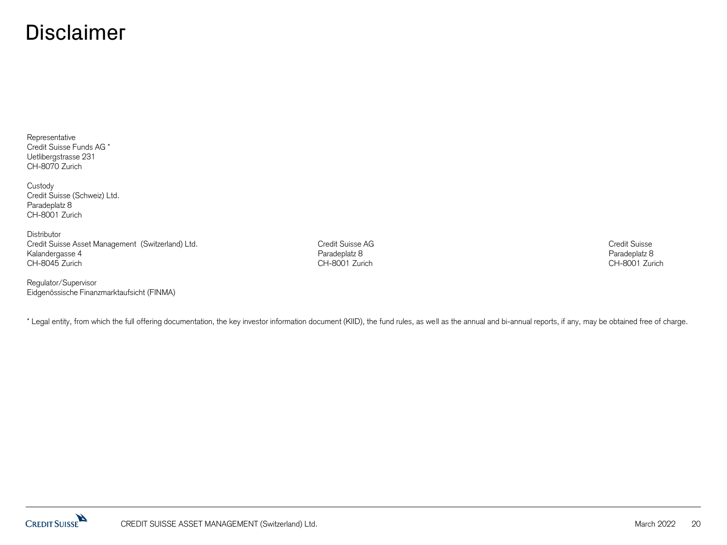# Disclaimer

Representative
Credit Suisse Funds AG *
Uetlibergstrasse 231
CH-8070 Zurich

Custody
Credit Suisse (Schweiz) Ltd.
Paradeplatz 8
CH-8001 Zurich

Distributor
Credit Suisse Asset Management (Switzerland) Ltd.
Kalandergasse 4
CH-8045 Zurich

Credit Suisse AG
Paradeplatz 8
CH-8001 Zurich

Credit Suisse
Paradeplatz 8
CH-8001 Zurich

Regulator/Supervisor
Eidgenössische Finanzmarktaufsicht (FINMA)

* Legal entity, from which the full offering documentation, the key investor information document (KIID), the fund rules, as well as the annual and bi-annual reports, if any, may be obtained free of charge.